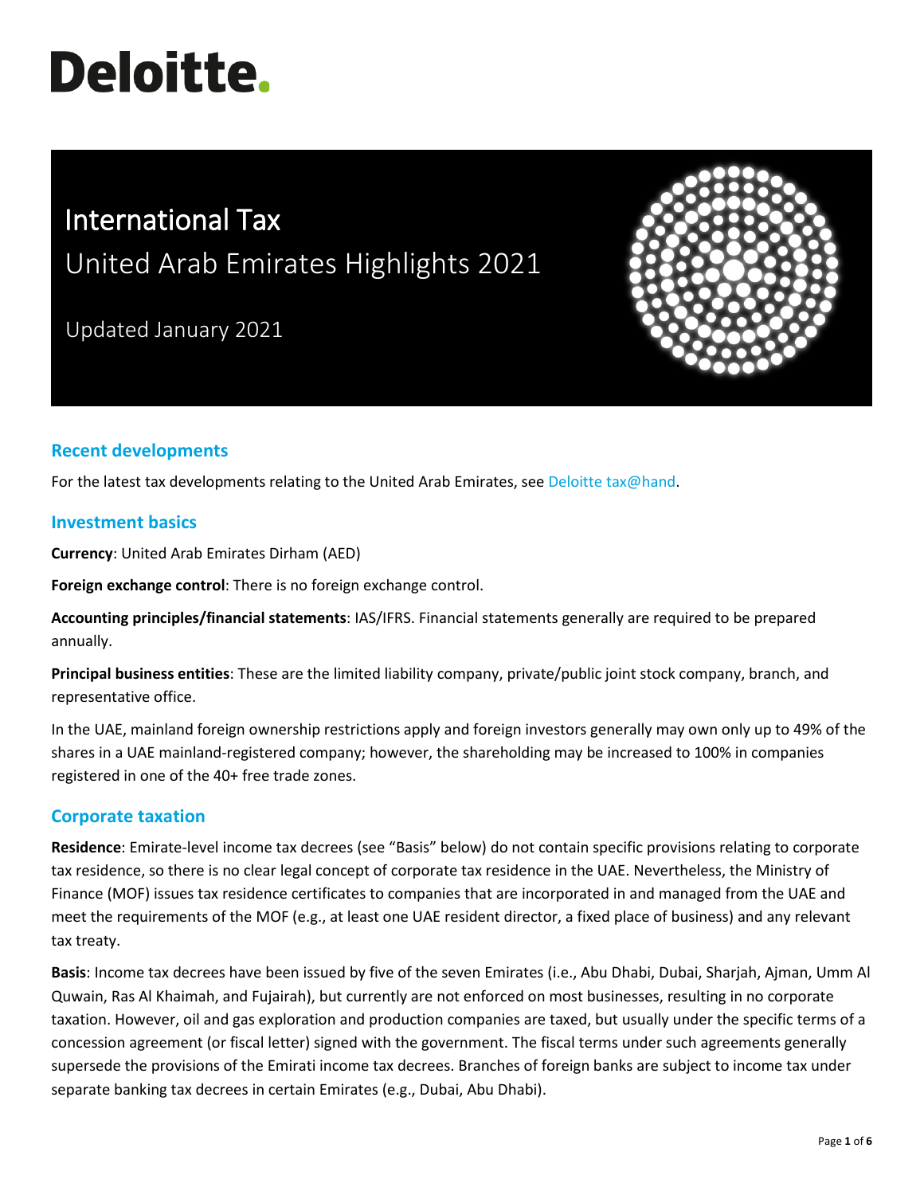# Deloitte.

# International Tax

## United Arab Emirates Highlights 2021

Updated January 2021

## Recent developments

For the latest tax developments relating to the United Arab Emirates, see Deloitte tax@hand.

## Investment basics

**Currency**: United Arab Emirates Dirham (AED)

**Foreign exchange control**: There is no foreign exchange control.

**Accounting principles/financial statements**: IAS/IFRS. Financial statements generally are required to be prepared annually.

**Principal business entities**: These are the limited liability company, private/public joint stock company, branch, and representative office.

In the UAE, mainland foreign ownership restrictions apply and foreign investors generally may own only up to 49% of the shares in a UAE mainland-registered company; however, the shareholding may be increased to 100% in companies registered in one of the 40+ free trade zones.

## Corporate taxation

**Residence**: Emirate-level income tax decrees (see "Basis" below) do not contain specific provisions relating to corporate tax residence, so there is no clear legal concept of corporate tax residence in the UAE. Nevertheless, the Ministry of Finance (MOF) issues tax residence certificates to companies that are incorporated in and managed from the UAE and meet the requirements of the MOF (e.g., at least one UAE resident director, a fixed place of business) and any relevant tax treaty.

**Basis**: Income tax decrees have been issued by five of the seven Emirates (i.e., Abu Dhabi, Dubai, Sharjah, Ajman, Umm Al Quwain, Ras Al Khaimah, and Fujairah), but currently are not enforced on most businesses, resulting in no corporate taxation. However, oil and gas exploration and production companies are taxed, but usually under the specific terms of a concession agreement (or fiscal letter) signed with the government. The fiscal terms under such agreements generally supersede the provisions of the Emirati income tax decrees. Branches of foreign banks are subject to income tax under separate banking tax decrees in certain Emirates (e.g., Dubai, Abu Dhabi).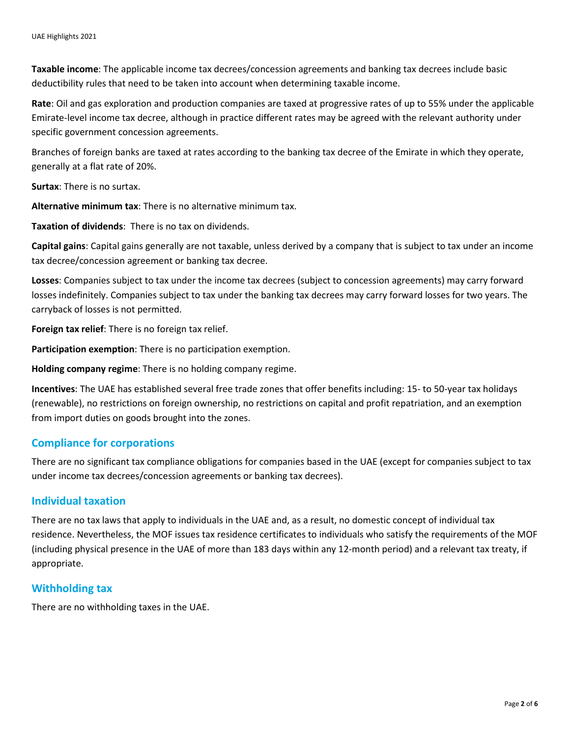**Taxable income**: The applicable income tax decrees/concession agreements and banking tax decrees include basic deductibility rules that need to be taken into account when determining taxable income.

**Rate**: Oil and gas exploration and production companies are taxed at progressive rates of up to 55% under the applicable Emirate-level income tax decree, although in practice different rates may be agreed with the relevant authority under specific government concession agreements.

Branches of foreign banks are taxed at rates according to the banking tax decree of the Emirate in which they operate, generally at a flat rate of 20%.

**Surtax**: There is no surtax.

**Alternative minimum tax**: There is no alternative minimum tax.

**Taxation of dividends**: There is no tax on dividends.

**Capital gains**: Capital gains generally are not taxable, unless derived by a company that is subject to tax under an income tax decree/concession agreement or banking tax decree.

**Losses**: Companies subject to tax under the income tax decrees (subject to concession agreements) may carry forward losses indefinitely. Companies subject to tax under the banking tax decrees may carry forward losses for two years. The carryback of losses is not permitted.

**Foreign tax relief**: There is no foreign tax relief.

**Participation exemption**: There is no participation exemption.

**Holding company regime**: There is no holding company regime.

**Incentives**: The UAE has established several free trade zones that offer benefits including: 15- to 50-year tax holidays (renewable), no restrictions on foreign ownership, no restrictions on capital and profit repatriation, and an exemption from import duties on goods brought into the zones.

## Compliance for corporations

There are no significant tax compliance obligations for companies based in the UAE (except for companies subject to tax under income tax decrees/concession agreements or banking tax decrees).

## Individual taxation

There are no tax laws that apply to individuals in the UAE and, as a result, no domestic concept of individual tax residence. Nevertheless, the MOF issues tax residence certificates to individuals who satisfy the requirements of the MOF (including physical presence in the UAE of more than 183 days within any 12-month period) and a relevant tax treaty, if appropriate.

## Withholding tax

There are no withholding taxes in the UAE.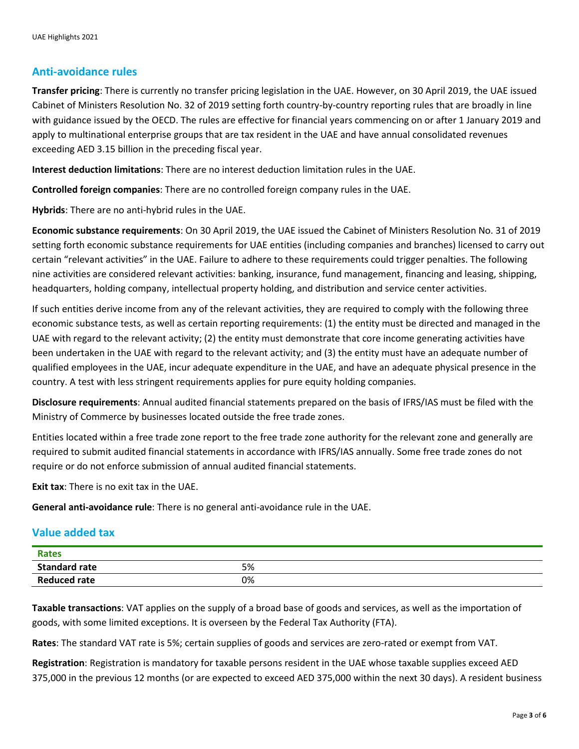## Anti-avoidance rules

**Transfer pricing**: There is currently no transfer pricing legislation in the UAE. However, on 30 April 2019, the UAE issued Cabinet of Ministers Resolution No. 32 of 2019 setting forth country-by-country reporting rules that are broadly in line with guidance issued by the OECD. The rules are effective for financial years commencing on or after 1 January 2019 and apply to multinational enterprise groups that are tax resident in the UAE and have annual consolidated revenues exceeding AED 3.15 billion in the preceding fiscal year.

**Interest deduction limitations**: There are no interest deduction limitation rules in the UAE.

**Controlled foreign companies**: There are no controlled foreign company rules in the UAE.

**Hybrids**: There are no anti-hybrid rules in the UAE.

**Economic substance requirements**: On 30 April 2019, the UAE issued the Cabinet of Ministers Resolution No. 31 of 2019 setting forth economic substance requirements for UAE entities (including companies and branches) licensed to carry out certain "relevant activities" in the UAE. Failure to adhere to these requirements could trigger penalties. The following nine activities are considered relevant activities: banking, insurance, fund management, financing and leasing, shipping, headquarters, holding company, intellectual property holding, and distribution and service center activities.

If such entities derive income from any of the relevant activities, they are required to comply with the following three economic substance tests, as well as certain reporting requirements: (1) the entity must be directed and managed in the UAE with regard to the relevant activity; (2) the entity must demonstrate that core income generating activities have been undertaken in the UAE with regard to the relevant activity; and (3) the entity must have an adequate number of qualified employees in the UAE, incur adequate expenditure in the UAE, and have an adequate physical presence in the country. A test with less stringent requirements applies for pure equity holding companies.

**Disclosure requirements**: Annual audited financial statements prepared on the basis of IFRS/IAS must be filed with the Ministry of Commerce by businesses located outside the free trade zones.

Entities located within a free trade zone report to the free trade zone authority for the relevant zone and generally are required to submit audited financial statements in accordance with IFRS/IAS annually. Some free trade zones do not require or do not enforce submission of annual audited financial statements.

**Exit tax**: There is no exit tax in the UAE.

**General anti-avoidance rule**: There is no general anti-avoidance rule in the UAE.

## Value added tax

| Rates | |
|---|---|
| **Standard rate** | 5% |
| **Reduced rate** | 0% |

**Taxable transactions**: VAT applies on the supply of a broad base of goods and services, as well as the importation of goods, with some limited exceptions. It is overseen by the Federal Tax Authority (FTA).

**Rates**: The standard VAT rate is 5%; certain supplies of goods and services are zero-rated or exempt from VAT.

**Registration**: Registration is mandatory for taxable persons resident in the UAE whose taxable supplies exceed AED 375,000 in the previous 12 months (or are expected to exceed AED 375,000 within the next 30 days). A resident business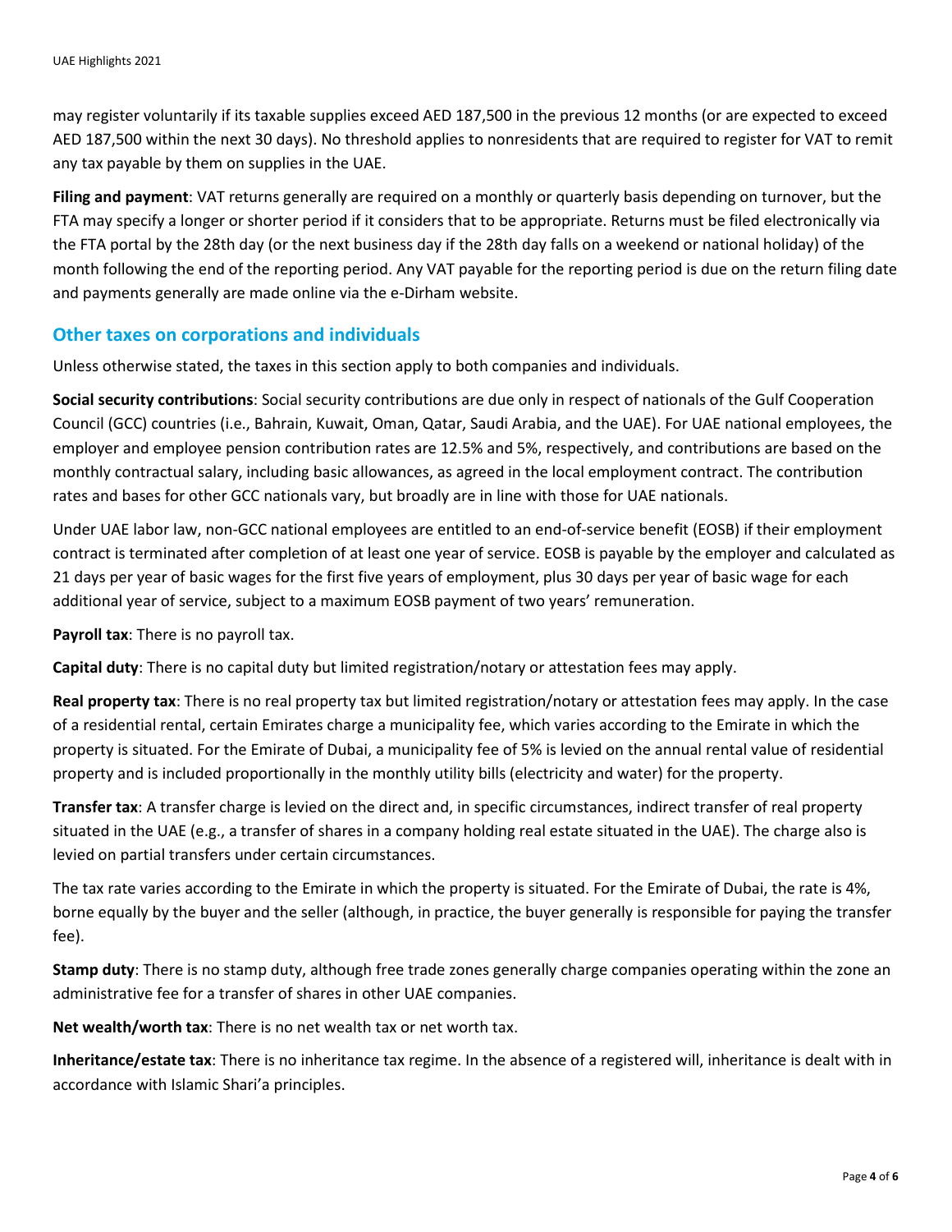may register voluntarily if its taxable supplies exceed AED 187,500 in the previous 12 months (or are expected to exceed AED 187,500 within the next 30 days). No threshold applies to nonresidents that are required to register for VAT to remit any tax payable by them on supplies in the UAE.

**Filing and payment**: VAT returns generally are required on a monthly or quarterly basis depending on turnover, but the FTA may specify a longer or shorter period if it considers that to be appropriate. Returns must be filed electronically via the FTA portal by the 28th day (or the next business day if the 28th day falls on a weekend or national holiday) of the month following the end of the reporting period. Any VAT payable for the reporting period is due on the return filing date and payments generally are made online via the e-Dirham website.

## Other taxes on corporations and individuals

Unless otherwise stated, the taxes in this section apply to both companies and individuals.

**Social security contributions**: Social security contributions are due only in respect of nationals of the Gulf Cooperation Council (GCC) countries (i.e., Bahrain, Kuwait, Oman, Qatar, Saudi Arabia, and the UAE). For UAE national employees, the employer and employee pension contribution rates are 12.5% and 5%, respectively, and contributions are based on the monthly contractual salary, including basic allowances, as agreed in the local employment contract. The contribution rates and bases for other GCC nationals vary, but broadly are in line with those for UAE nationals.

Under UAE labor law, non-GCC national employees are entitled to an end-of-service benefit (EOSB) if their employment contract is terminated after completion of at least one year of service. EOSB is payable by the employer and calculated as 21 days per year of basic wages for the first five years of employment, plus 30 days per year of basic wage for each additional year of service, subject to a maximum EOSB payment of two years' remuneration.

**Payroll tax**: There is no payroll tax.

**Capital duty**: There is no capital duty but limited registration/notary or attestation fees may apply.

**Real property tax**: There is no real property tax but limited registration/notary or attestation fees may apply. In the case of a residential rental, certain Emirates charge a municipality fee, which varies according to the Emirate in which the property is situated. For the Emirate of Dubai, a municipality fee of 5% is levied on the annual rental value of residential property and is included proportionally in the monthly utility bills (electricity and water) for the property.

**Transfer tax**: A transfer charge is levied on the direct and, in specific circumstances, indirect transfer of real property situated in the UAE (e.g., a transfer of shares in a company holding real estate situated in the UAE). The charge also is levied on partial transfers under certain circumstances.

The tax rate varies according to the Emirate in which the property is situated. For the Emirate of Dubai, the rate is 4%, borne equally by the buyer and the seller (although, in practice, the buyer generally is responsible for paying the transfer fee).

**Stamp duty**: There is no stamp duty, although free trade zones generally charge companies operating within the zone an administrative fee for a transfer of shares in other UAE companies.

**Net wealth/worth tax**: There is no net wealth tax or net worth tax.

**Inheritance/estate tax**: There is no inheritance tax regime. In the absence of a registered will, inheritance is dealt with in accordance with Islamic Shari'a principles.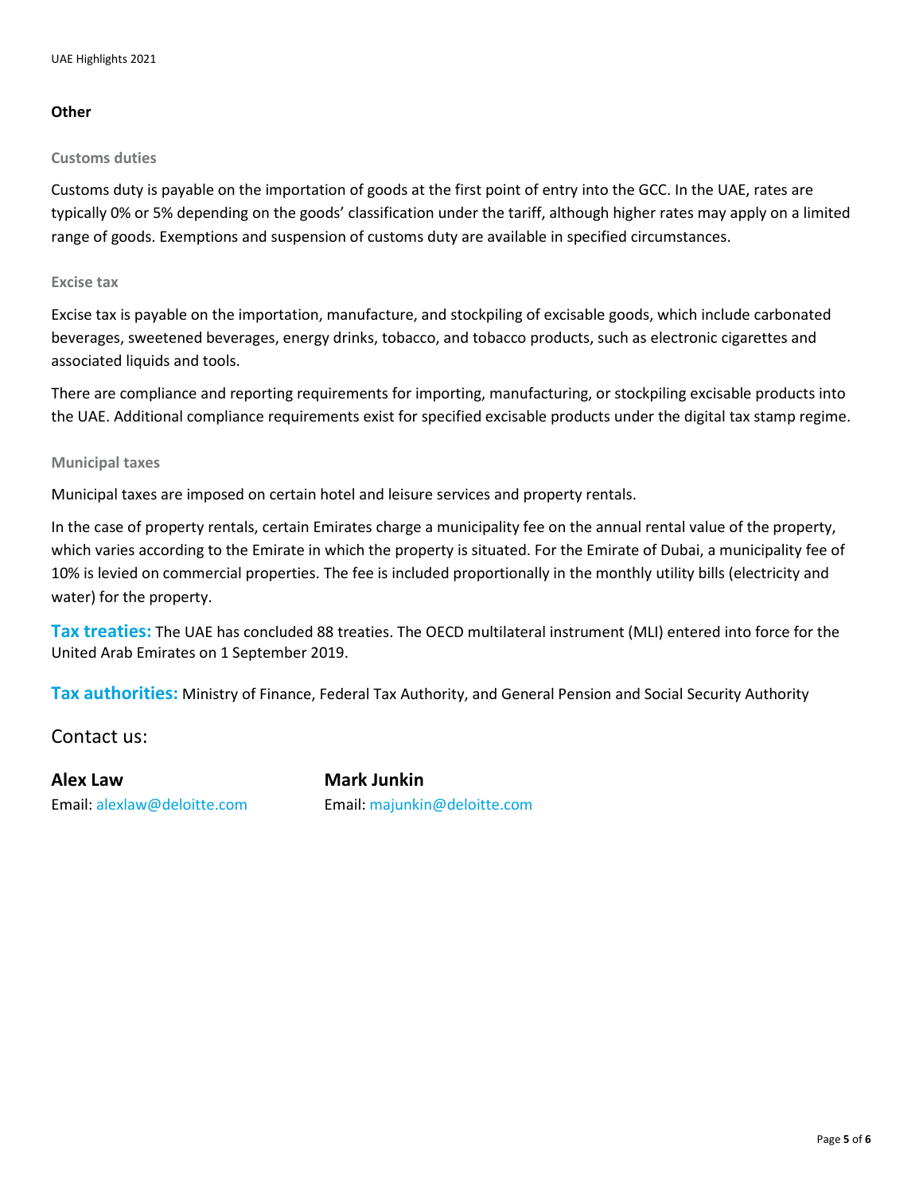## Other

### Customs duties

Customs duty is payable on the importation of goods at the first point of entry into the GCC. In the UAE, rates are typically 0% or 5% depending on the goods' classification under the tariff, although higher rates may apply on a limited range of goods. Exemptions and suspension of customs duty are available in specified circumstances.

### Excise tax

Excise tax is payable on the importation, manufacture, and stockpiling of excisable goods, which include carbonated beverages, sweetened beverages, energy drinks, tobacco, and tobacco products, such as electronic cigarettes and associated liquids and tools.

There are compliance and reporting requirements for importing, manufacturing, or stockpiling excisable products into the UAE. Additional compliance requirements exist for specified excisable products under the digital tax stamp regime.

### Municipal taxes

Municipal taxes are imposed on certain hotel and leisure services and property rentals.

In the case of property rentals, certain Emirates charge a municipality fee on the annual rental value of the property, which varies according to the Emirate in which the property is situated. For the Emirate of Dubai, a municipality fee of 10% is levied on commercial properties. The fee is included proportionally in the monthly utility bills (electricity and water) for the property.

**Tax treaties:** The UAE has concluded 88 treaties. The OECD multilateral instrument (MLI) entered into force for the United Arab Emirates on 1 September 2019.

**Tax authorities:** Ministry of Finance, Federal Tax Authority, and General Pension and Social Security Authority

## Contact us:

**Alex Law**
Email: alexlaw@deloitte.com

**Mark Junkin**
Email: majunkin@deloitte.com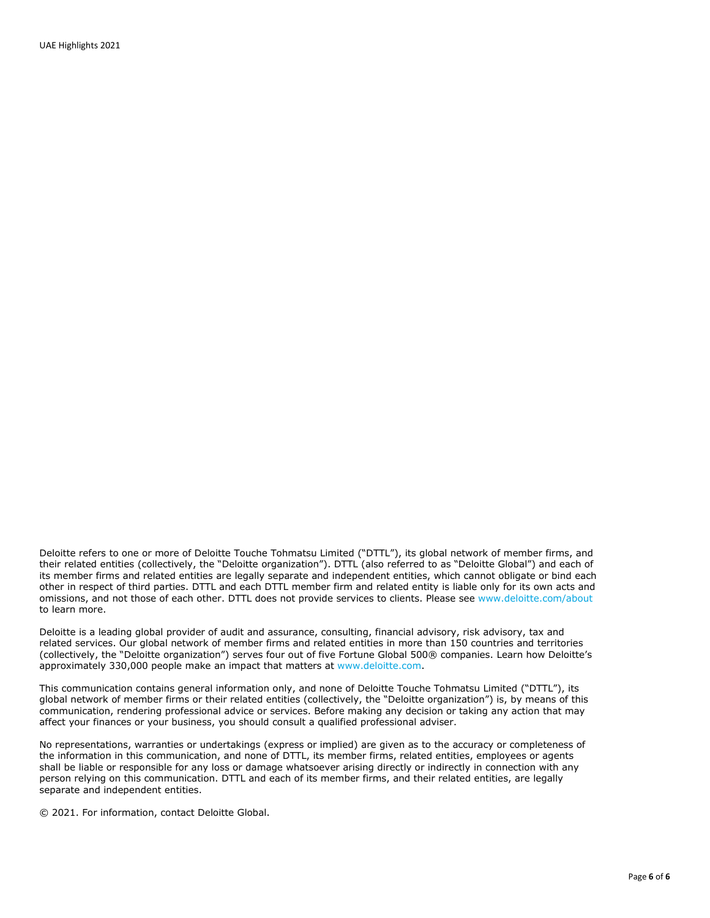Deloitte refers to one or more of Deloitte Touche Tohmatsu Limited ("DTTL"), its global network of member firms, and their related entities (collectively, the "Deloitte organization"). DTTL (also referred to as "Deloitte Global") and each of its member firms and related entities are legally separate and independent entities, which cannot obligate or bind each other in respect of third parties. DTTL and each DTTL member firm and related entity is liable only for its own acts and omissions, and not those of each other. DTTL does not provide services to clients. Please see www.deloitte.com/about to learn more.

Deloitte is a leading global provider of audit and assurance, consulting, financial advisory, risk advisory, tax and related services. Our global network of member firms and related entities in more than 150 countries and territories (collectively, the "Deloitte organization") serves four out of five Fortune Global 500® companies. Learn how Deloitte's approximately 330,000 people make an impact that matters at www.deloitte.com.

This communication contains general information only, and none of Deloitte Touche Tohmatsu Limited ("DTTL"), its global network of member firms or their related entities (collectively, the "Deloitte organization") is, by means of this communication, rendering professional advice or services. Before making any decision or taking any action that may affect your finances or your business, you should consult a qualified professional adviser.

No representations, warranties or undertakings (express or implied) are given as to the accuracy or completeness of the information in this communication, and none of DTTL, its member firms, related entities, employees or agents shall be liable or responsible for any loss or damage whatsoever arising directly or indirectly in connection with any person relying on this communication. DTTL and each of its member firms, and their related entities, are legally separate and independent entities.

© 2021. For information, contact Deloitte Global.